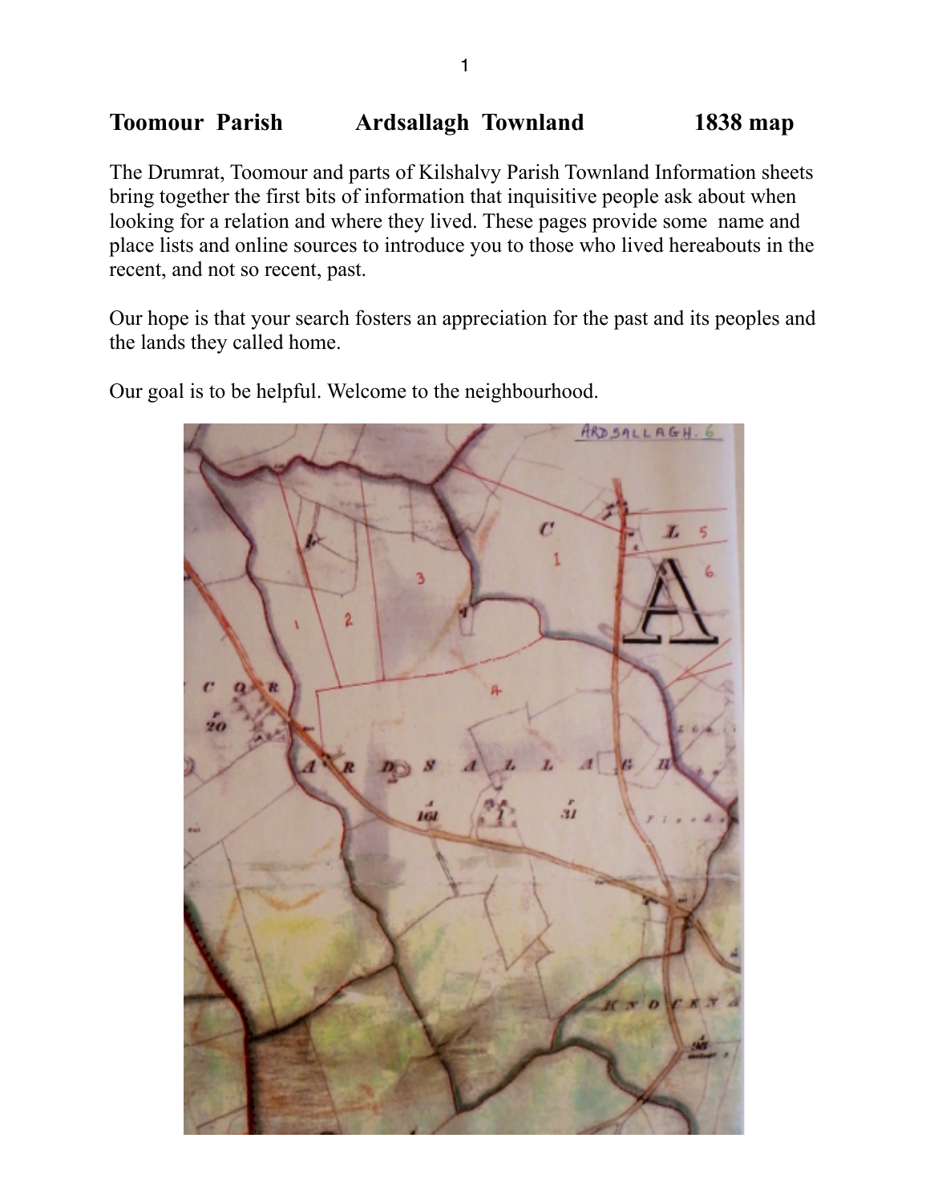# Toomour Parish   Ardsallagh Townland   1838 map

The Drumrat, Toomour and parts of Kilshalvy Parish Townland Information sheets bring together the first bits of information that inquisitive people ask about when looking for a relation and where they lived. These pages provide some name and place lists and online sources to introduce you to those who lived hereabouts in the recent, and not so recent, past.

Our hope is that your search fosters an appreciation for the past and its peoples and the lands they called home.

Our goal is to be helpful. Welcome to the neighbourhood.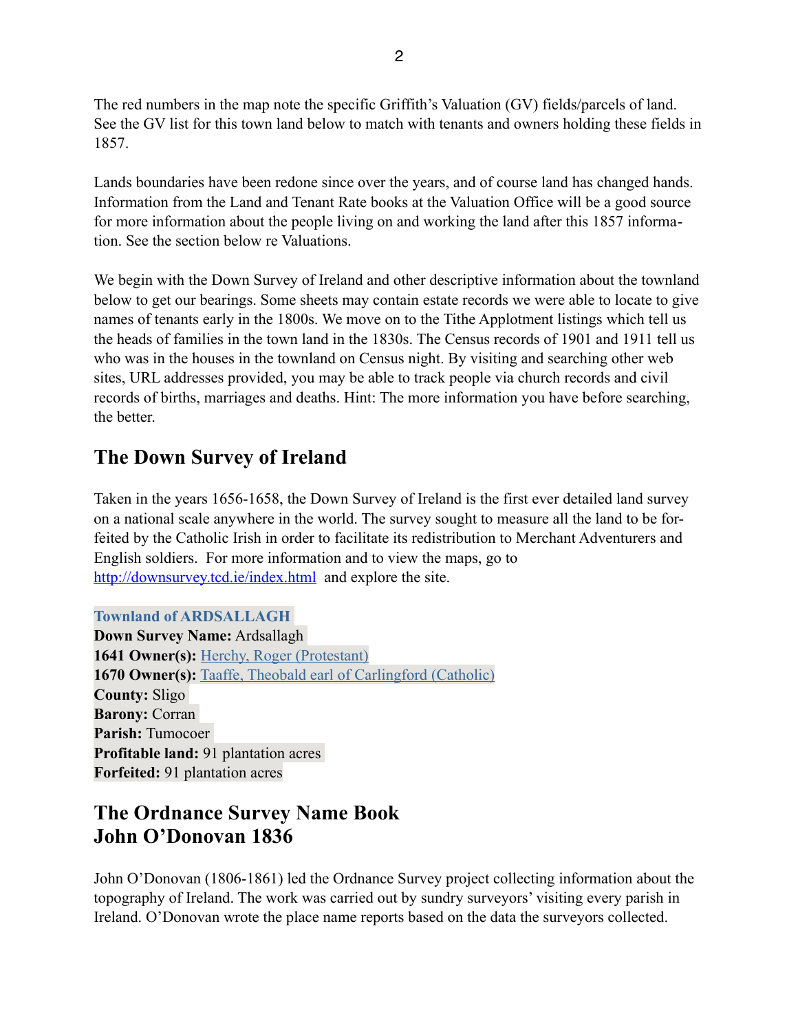The red numbers in the map note the specific Griffith's Valuation (GV) fields/parcels of land. See the GV list for this town land below to match with tenants and owners holding these fields in 1857.

Lands boundaries have been redone since over the years, and of course land has changed hands. Information from the Land and Tenant Rate books at the Valuation Office will be a good source for more information about the people living on and working the land after this 1857 information. See the section below re Valuations.

We begin with the Down Survey of Ireland and other descriptive information about the townland below to get our bearings. Some sheets may contain estate records we were able to locate to give names of tenants early in the 1800s. We move on to the Tithe Applotment listings which tell us the heads of families in the town land in the 1830s. The Census records of 1901 and 1911 tell us who was in the houses in the townland on Census night. By visiting and searching other web sites, URL addresses provided, you may be able to track people via church records and civil records of births, marriages and deaths. Hint: The more information you have before searching, the better.

## The Down Survey of Ireland

Taken in the years 1656-1658, the Down Survey of Ireland is the first ever detailed land survey on a national scale anywhere in the world. The survey sought to measure all the land to be forfeited by the Catholic Irish in order to facilitate its redistribution to Merchant Adventurers and English soldiers. For more information and to view the maps, go to http://downsurvey.tcd.ie/index.html and explore the site.

**Townland of ARDSALLAGH**
**Down Survey Name:** Ardsallagh
**1641 Owner(s):** Herchy, Roger (Protestant)
**1670 Owner(s):** Taaffe, Theobald earl of Carlingford (Catholic)
**County:** Sligo
**Barony:** Corran
**Parish:** Tumocoer
**Profitable land:** 91 plantation acres
**Forfeited:** 91 plantation acres

## The Ordnance Survey Name Book
## John O'Donovan 1836

John O'Donovan (1806-1861) led the Ordnance Survey project collecting information about the topography of Ireland. The work was carried out by sundry surveyors' visiting every parish in Ireland. O'Donovan wrote the place name reports based on the data the surveyors collected.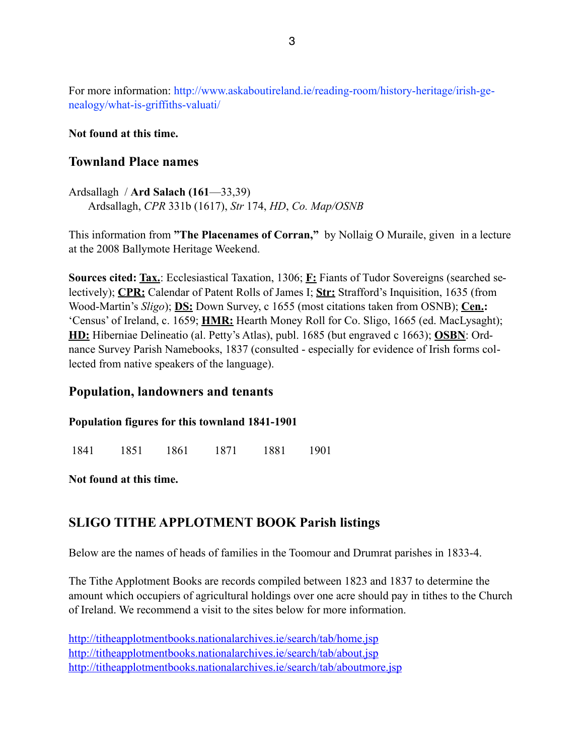For more information: http://www.askaboutireland.ie/reading-room/history-heritage/irish-genealogy/what-is-griffiths-valuati/

**Not found at this time.**

## Townland Place names

Ardsallagh / **Ard Salach (161**—33,39)
Ardsallagh, *CPR* 331b (1617), *Str* 174, *HD*, *Co. Map/OSNB*

This information from **"The Placenames of Corran,"** by Nollaig O Muraile, given in a lecture at the 2008 Ballymote Heritage Weekend.

**Sources cited:** **Tax.**: Ecclesiastical Taxation, 1306; **F:** Fiants of Tudor Sovereigns (searched selectively); **CPR:** Calendar of Patent Rolls of James I; **Str:** Strafford's Inquisition, 1635 (from Wood-Martin's *Sligo*); **DS:** Down Survey, c 1655 (most citations taken from OSNB); **Cen.:** 'Census' of Ireland, c. 1659; **HMR:** Hearth Money Roll for Co. Sligo, 1665 (ed. MacLysaght); **HD:** Hiberniae Delineatio (al. Petty's Atlas), publ. 1685 (but engraved c 1663); **OSBN**: Ordnance Survey Parish Namebooks, 1837 (consulted - especially for evidence of Irish forms collected from native speakers of the language).

## Population, landowners and tenants

**Population figures for this townland 1841-1901**

| 1841 | 1851 | 1861 | 1871 | 1881 | 1901 |
|---|---|---|---|---|---|

**Not found at this time.**

## SLIGO TITHE APPLOTMENT BOOK Parish listings

Below are the names of heads of families in the Toomour and Drumrat parishes in 1833-4.

The Tithe Applotment Books are records compiled between 1823 and 1837 to determine the amount which occupiers of agricultural holdings over one acre should pay in tithes to the Church of Ireland. We recommend a visit to the sites below for more information.

http://titheapplotmentbooks.nationalarchives.ie/search/tab/home.jsp
http://titheapplotmentbooks.nationalarchives.ie/search/tab/about.jsp
http://titheapplotmentbooks.nationalarchives.ie/search/tab/aboutmore.jsp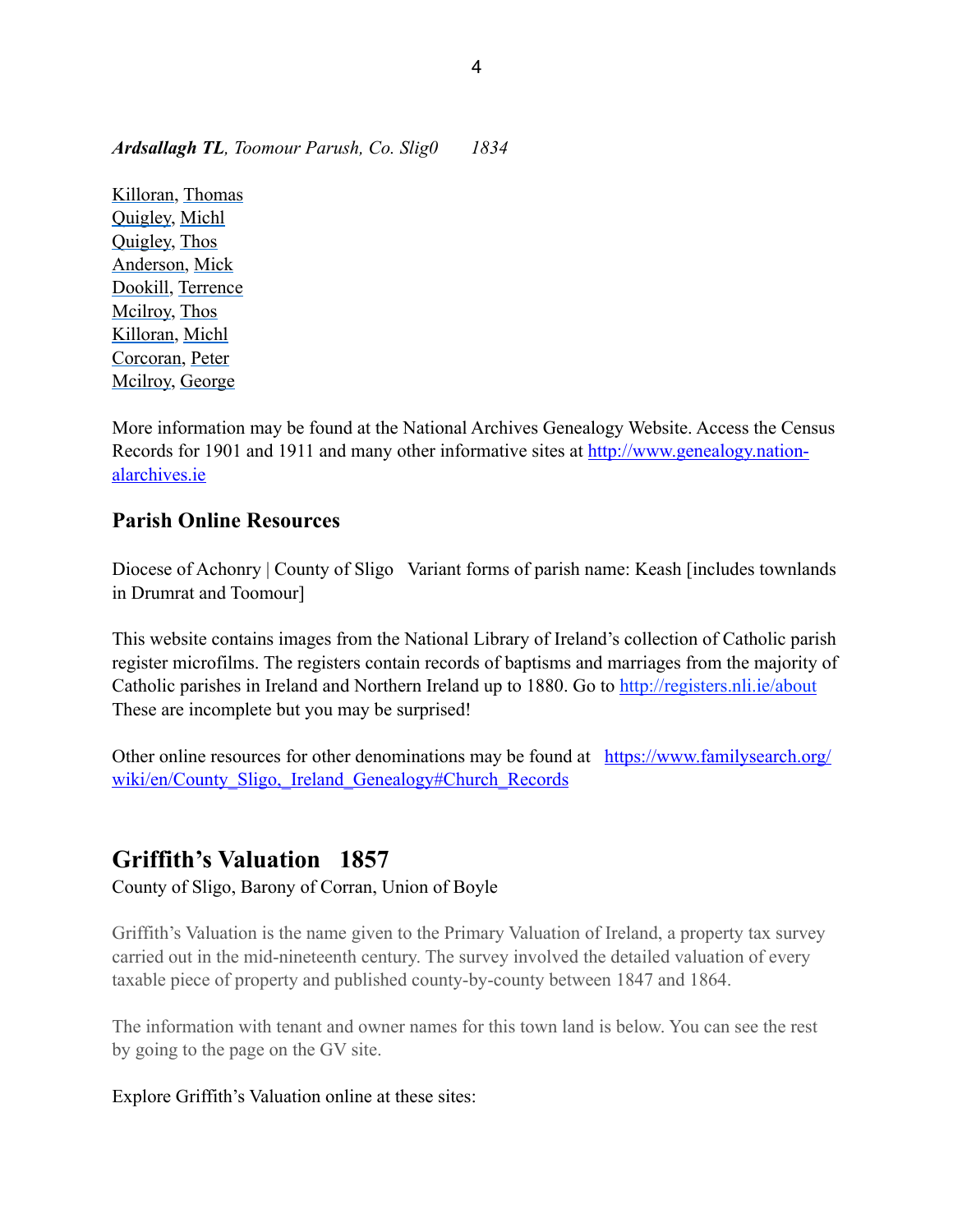***Ardsallagh TL**, Toomour Parush, Co. Slig0      1834*

Killoran, Thomas
Quigley, Michl
Quigley, Thos
Anderson, Mick
Dookill, Terrence
Mcilroy, Thos
Killoran, Michl
Corcoran, Peter
Mcilroy, George

More information may be found at the National Archives Genealogy Website. Access the Census Records for 1901 and 1911 and many other informative sites at http://www.genealogy.nation-alarchives.ie

### Parish Online Resources

Diocese of Achonry | County of Sligo   Variant forms of parish name: Keash [includes townlands in Drumrat and Toomour]

This website contains images from the National Library of Ireland's collection of Catholic parish register microfilms. The registers contain records of baptisms and marriages from the majority of Catholic parishes in Ireland and Northern Ireland up to 1880. Go to http://registers.nli.ie/about These are incomplete but you may be surprised!

Other online resources for other denominations may be found at  https://www.familysearch.org/wiki/en/County_Sligo,_Ireland_Genealogy#Church_Records

## Griffith's Valuation   1857

County of Sligo, Barony of Corran, Union of Boyle

Griffith's Valuation is the name given to the Primary Valuation of Ireland, a property tax survey carried out in the mid-nineteenth century. The survey involved the detailed valuation of every taxable piece of property and published county-by-county between 1847 and 1864.

The information with tenant and owner names for this town land is below. You can see the rest by going to the page on the GV site.

Explore Griffith's Valuation online at these sites: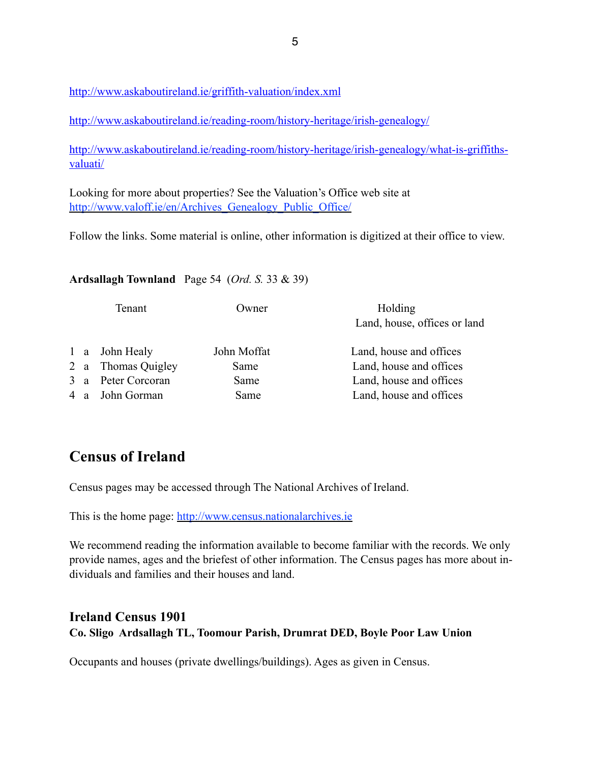http://www.askaboutireland.ie/griffith-valuation/index.xml

http://www.askaboutireland.ie/reading-room/history-heritage/irish-genealogy/

http://www.askaboutireland.ie/reading-room/history-heritage/irish-genealogy/what-is-griffiths-valuati/

Looking for more about properties? See the Valuation's Office web site at http://www.valoff.ie/en/Archives_Genealogy_Public_Office/

Follow the links. Some material is online, other information is digitized at their office to view.

**Ardsallagh Townland** Page 54 (*Ord. S.* 33 & 39)

| | | Tenant | Owner | Holding<br>Land, house, offices or land |
|---|---|---|---|---|
| 1 | a | John Healy | John Moffat | Land, house and offices |
| 2 | a | Thomas Quigley | Same | Land, house and offices |
| 3 | a | Peter Corcoran | Same | Land, house and offices |
| 4 | a | John Gorman | Same | Land, house and offices |

## Census of Ireland

Census pages may be accessed through The National Archives of Ireland.

This is the home page: http://www.census.nationalarchives.ie

We recommend reading the information available to become familiar with the records. We only provide names, ages and the briefest of other information. The Census pages has more about individuals and families and their houses and land.

### Ireland Census 1901

**Co. Sligo Ardsallagh TL, Toomour Parish, Drumrat DED, Boyle Poor Law Union**

Occupants and houses (private dwellings/buildings). Ages as given in Census.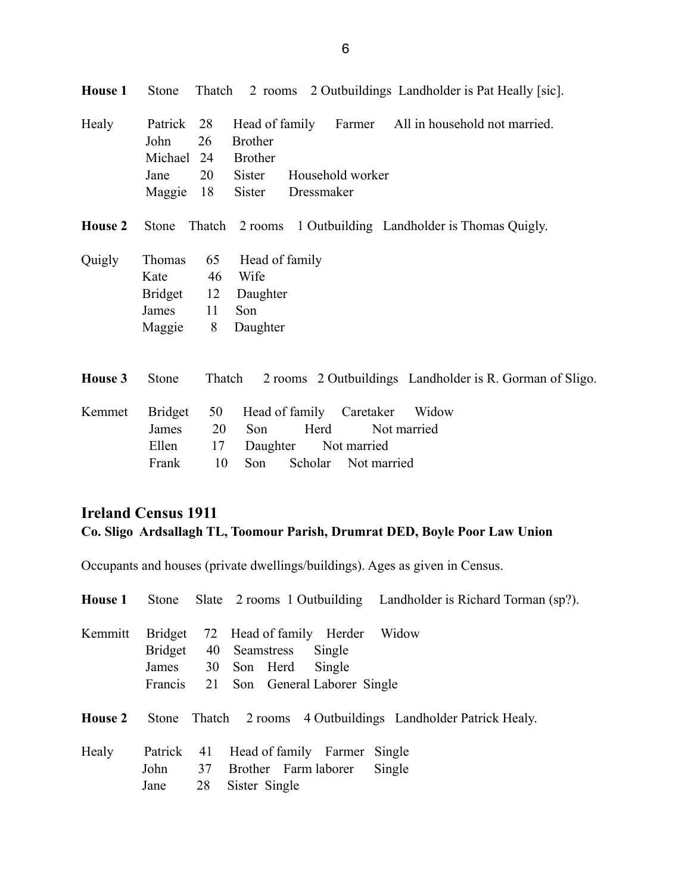**House 1** Stone Thatch 2 rooms 2 Outbuildings Landholder is Pat Healy [sic].

Healy Patrick 28 Head of family Farmer All in household not married.
John 26 Brother
Michael 24 Brother
Jane 20 Sister Household worker
Maggie 18 Sister Dressmaker

**House 2** Stone Thatch 2 rooms 1 Outbuilding Landholder is Thomas Quigly.

Quigly Thomas 65 Head of family
Kate 46 Wife
Bridget 12 Daughter
James 11 Son
Maggie 8 Daughter

**House 3** Stone Thatch 2 rooms 2 Outbuildings Landholder is R. Gorman of Sligo.

Kemmet Bridget 50 Head of family Caretaker Widow
James 20 Son Herd Not married
Ellen 17 Daughter Not married
Frank 10 Son Scholar Not married

## Ireland Census 1911

**Co. Sligo Ardsallagh TL, Toomour Parish, Drumrat DED, Boyle Poor Law Union**

Occupants and houses (private dwellings/buildings). Ages as given in Census.

**House 1** Stone Slate 2 rooms 1 Outbuilding Landholder is Richard Torman (sp?).

Kemmitt Bridget 72 Head of family Herder Widow
Bridget 40 Seamstress Single
James 30 Son Herd Single
Francis 21 Son General Laborer Single

**House 2** Stone Thatch 2 rooms 4 Outbuildings Landholder Patrick Healy.

Healy Patrick 41 Head of family Farmer Single
John 37 Brother Farm laborer Single
Jane 28 Sister Single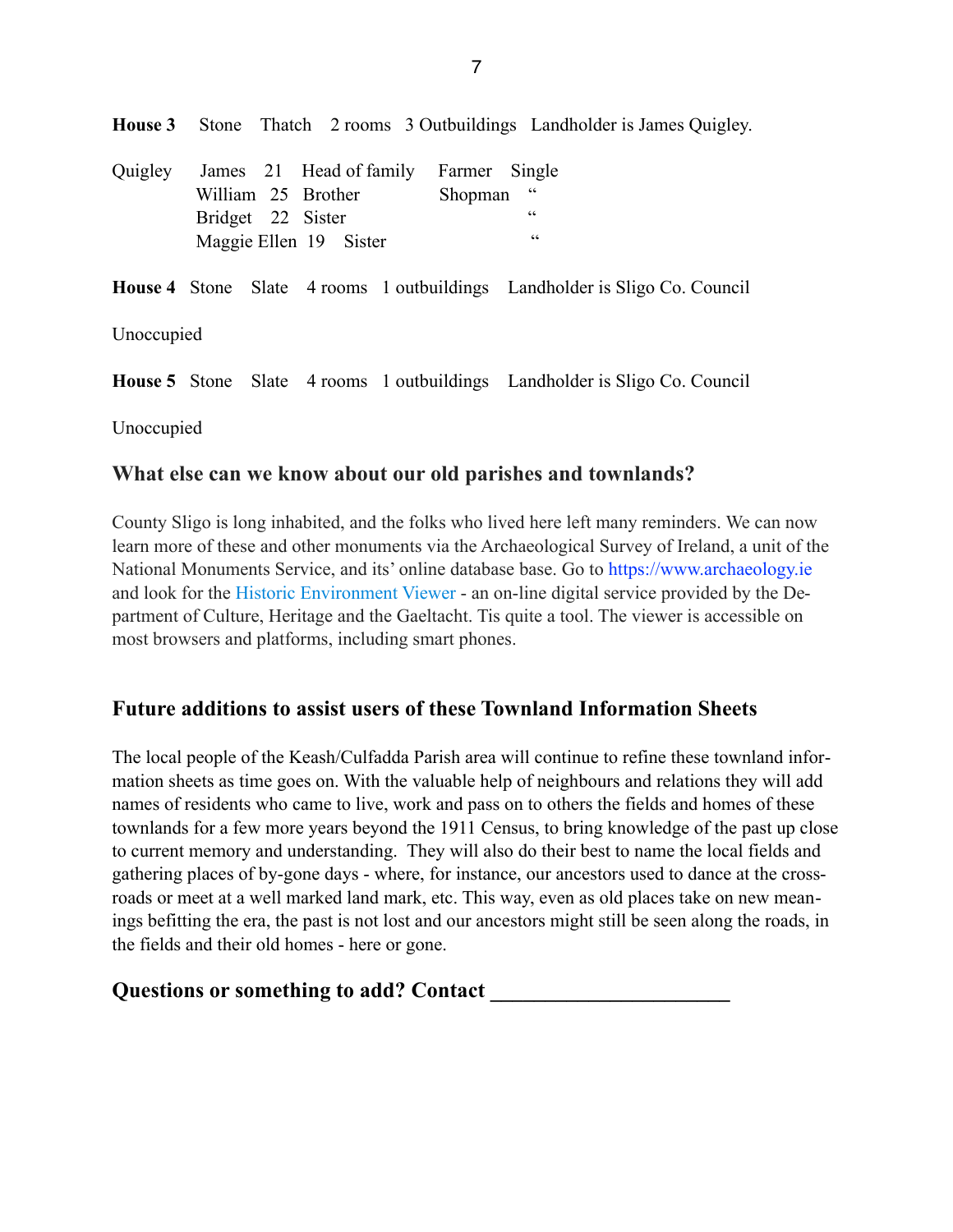**House 3** Stone Thatch 2 rooms 3 Outbuildings Landholder is James Quigley.

| | | | | | |
|---|---|---|---|---|---|
| Quigley | James | 21 | Head of family | Farmer | Single |
| | William | 25 | Brother | Shopman | “ |
| | Bridget | 22 | Sister | | “ |
| | Maggie Ellen | 19 | Sister | | “ |

**House 4** Stone Slate 4 rooms 1 outbuildings Landholder is Sligo Co. Council

Unoccupied

**House 5** Stone Slate 4 rooms 1 outbuildings Landholder is Sligo Co. Council

Unoccupied

## What else can we know about our old parishes and townlands?

County Sligo is long inhabited, and the folks who lived here left many reminders. We can now learn more of these and other monuments via the Archaeological Survey of Ireland, a unit of the National Monuments Service, and its' online database base. Go to https://www.archaeology.ie and look for the Historic Environment Viewer - an on-line digital service provided by the Department of Culture, Heritage and the Gaeltacht. Tis quite a tool. The viewer is accessible on most browsers and platforms, including smart phones.

## Future additions to assist users of these Townland Information Sheets

The local people of the Keash/Culfadda Parish area will continue to refine these townland information sheets as time goes on. With the valuable help of neighbours and relations they will add names of residents who came to live, work and pass on to others the fields and homes of these townlands for a few more years beyond the 1911 Census, to bring knowledge of the past up close to current memory and understanding. They will also do their best to name the local fields and gathering places of by-gone days - where, for instance, our ancestors used to dance at the crossroads or meet at a well marked land mark, etc. This way, even as old places take on new meanings befitting the era, the past is not lost and our ancestors might still be seen along the roads, in the fields and their old homes - here or gone.

## Questions or something to add? Contact ______________________